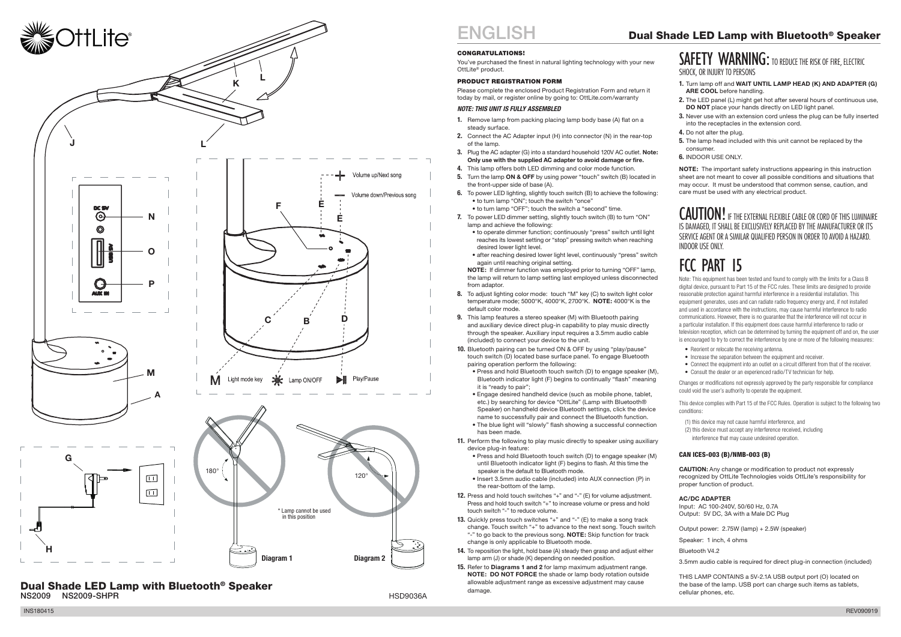# OttLite®

Volume up/Next song

Volume down/Previous song

M Light mode key — Lamp ON/OFF — Play/Pause

\* Lamp cannot be used in this position

Diagram 1

Diagram 2

## Dual Shade LED Lamp with Bluetooth® Speaker

NS2009 NS2009-SHPR

HSD9036A

# ENGLISH

## Dual Shade LED Lamp with Bluetooth® Speaker

### CONGRATULATIONS!

You've purchased the finest in natural lighting technology with your new OttLite® product.

### PRODUCT REGISTRATION FORM

Please complete the enclosed Product Registration Form and return it today by mail, or register online by going to: OttLite.com/warranty

***NOTE: THIS UNIT IS FULLY ASSEMBLED***

1. Remove lamp from packing placing lamp body base (A) flat on a steady surface.
2. Connect the AC Adapter input (H) into connector (N) in the rear-top of the lamp.
3. Plug the AC adapter (G) into a standard household 120V AC outlet. **Note: Only use with the supplied AC adapter to avoid damage or fire.**
4. This lamp offers both LED dimming and color mode function.
5. Turn the lamp **ON & OFF** by using power "touch" switch (B) located in the front-upper side of base (A).
6. To power LED lighting, slightly touch switch (B) to achieve the following:
   - to turn lamp "ON"; touch the switch "once"
   - to turn lamp "OFF"; touch the switch a "second" time.
7. To power LED dimmer setting, slightly touch switch (B) to turn "ON" lamp and achieve the following:
   - to operate dimmer function; continuously "press" switch until light reaches its lowest setting or "stop" pressing switch when reaching desired lower light level.
   - after reaching desired lower light level, continuously "press" switch again until reaching original setting.

   **NOTE:** If dimmer function was employed prior to turning "OFF" lamp, the lamp will return to lamp setting last employed unless disconnected from adaptor.
8. To adjust lighting color mode: touch "M" key (C) to switch light color temperature mode; 5000°K, 4000°K, 2700°K. **NOTE:** 4000°K is the default color mode.
9. This lamp features a stereo speaker (M) with Bluetooth pairing and auxiliary device direct plug-in capability to play music directly through the speaker. Auxiliary input requires a 3.5mm audio cable (included) to connect your device to the unit.
10. Bluetooth pairing can be turned ON & OFF by using "play/pause" touch switch (D) located base surface panel. To engage Bluetooth pairing operation perform the following:
    - Press and hold Bluetooth touch switch (D) to engage speaker (M), Bluetooth indicator light (F) begins to continually "flash" meaning it is "ready to pair";
    - Engage desired handheld device (such as mobile phone, tablet, etc.) by searching for device "OttLite" (Lamp with Bluetooth® Speaker) on handheld device Bluetooth settings, click the device name to successfully pair and connect the Bluetooth function.
    - The blue light will "slowly" flash showing a successful connection has been made.
11. Perform the following to play music directly to speaker using auxiliary device plug-in feature:
    - Press and hold Bluetooth touch switch (D) to engage speaker (M) until Bluetooth indicator light (F) begins to flash. At this time the speaker is the default to Bluetooth mode.
    - Insert 3.5mm audio cable (included) into AUX connection (P) in the rear-bottom of the lamp.
12. Press and hold touch switches "+" and "-" (E) for volume adjustment. Press and hold touch switch "+" to increase volume or press and hold touch switch "-" to reduce volume.
13. Quickly press touch switches "+" and "-" (E) to make a song track change. Touch switch "+" to advance to the next song. Touch switch "-" to go back to the previous song. **NOTE:** Skip function for track change is only applicable to Bluetooth mode.
14. To reposition the light, hold base (A) steady then grasp and adjust either lamp arm (J) or shade (K) depending on needed position.
15. Refer to **Diagrams 1 and 2** for lamp maximum adjustment range. **NOTE: DO NOT FORCE** the shade or lamp body rotation outside allowable adjustment range as excessive adjustment may cause damage.

## SAFETY WARNING: TO REDUCE THE RISK OF FIRE, ELECTRIC SHOCK, OR INJURY TO PERSONS

1. Turn lamp off and **WAIT UNTIL LAMP HEAD (K) AND ADAPTER (G) ARE COOL** before handling.
2. The LED panel (L) might get hot after several hours of continuous use, **DO NOT** place your hands directly on LED light panel.
3. Never use with an extension cord unless the plug can be fully inserted into the receptacles in the extension cord.
4. Do not alter the plug.
5. The lamp head included with this unit cannot be replaced by the consumer.
6. INDOOR USE ONLY.

**NOTE:** The important safety instructions appearing in this instruction sheet are not meant to cover all possible conditions and situations that may occur. It must be understood that common sense, caution, and care must be used with any electrical product.

## CAUTION! IF THE EXTERNAL FLEXIBLE CABLE OR CORD OF THIS LUMINAIRE IS DAMAGED, IT SHALL BE EXCLUSIVELY REPLACED BY THE MANUFACTURER OR ITS SERVICE AGENT OR A SIMILAR QUALIFIED PERSON IN ORDER TO AVOID A HAZARD. INDOOR USE ONLY.

## FCC PART 15

Note: This equipment has been tested and found to comply with the limits for a Class B digital device, pursuant to Part 15 of the FCC rules. These limits are designed to provide reasonable protection against harmful interference in a residential installation. This equipment generates, uses and can radiate radio frequency energy and, if not installed and used in accordance with the instructions, may cause harmful interference to radio communications. However, there is no guarantee that the interference will not occur in a particular installation. If this equipment does cause harmful interference to radio or television reception, which can be determined by turning the equipment off and on, the user is encouraged to try to correct the interference by one or more of the following measures:

- Reorient or relocate the receiving antenna.
- Increase the separation between the equipment and receiver.
- Connect the equipment into an outlet on a circuit different from that of the receiver.
- Consult the dealer or an experienced radio/TV technician for help.

Changes or modifications not expressly approved by the party responsible for compliance could void the user's authority to operate the equipment.

This device complies with Part 15 of the FCC Rules. Operation is subject to the following two conditions:

(1) this device may not cause harmful interference, and
(2) this device must accept any interference received, including interference that may cause undesired operation.

### CAN ICES-003 (B)/NMB-003 (B)

**CAUTION:** Any change or modification to product not expressly recognized by OttLite Technologies voids OttLite's responsibility for proper function of product.

### AC/DC ADAPTER

Input: AC 100-240V, 50/60 Hz, 0.7A
Output: 5V DC, 3A with a Male DC Plug

Output power: 2.75W (lamp) + 2.5W (speaker)

Speaker: 1 inch, 4 ohms

Bluetooth V4.2

3.5mm audio cable is required for direct plug-in connection (included)

THIS LAMP CONTAINS a 5V-2.1A USB output port (O) located on the base of the lamp. USB port can charge such items as tablets, cellular phones, etc.

INS180415 REV090919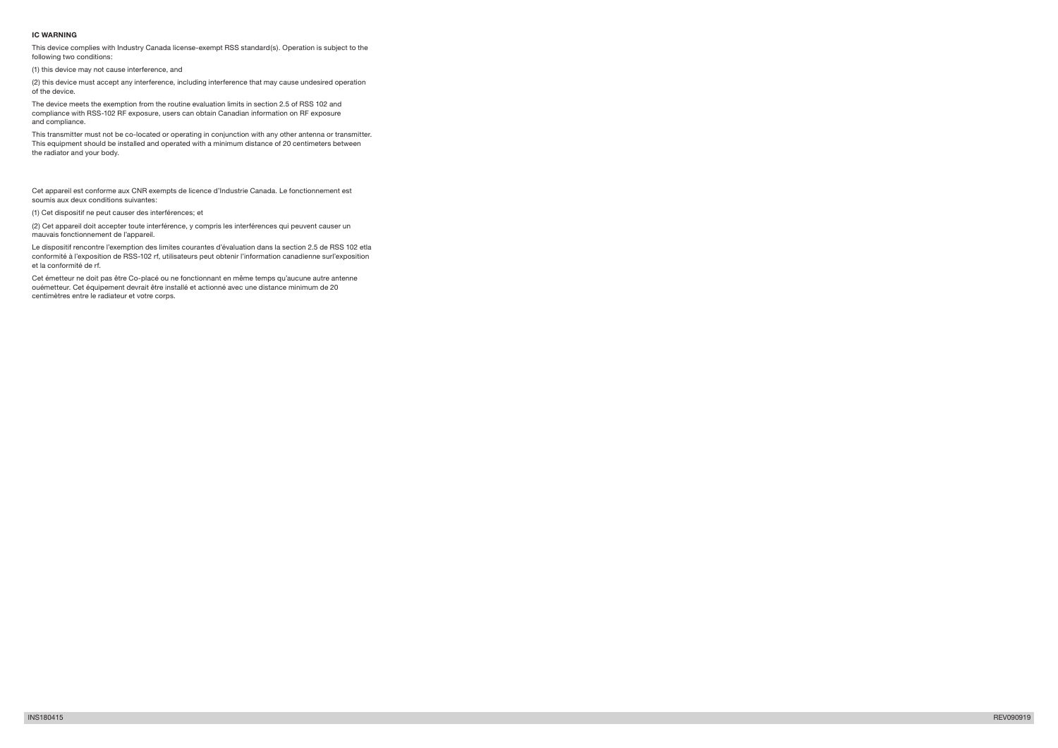**IC WARNING**

This device complies with Industry Canada license-exempt RSS standard(s). Operation is subject to the following two conditions:

(1) this device may not cause interference, and

(2) this device must accept any interference, including interference that may cause undesired operation of the device.

The device meets the exemption from the routine evaluation limits in section 2.5 of RSS 102 and compliance with RSS-102 RF exposure, users can obtain Canadian information on RF exposure and compliance.

This transmitter must not be co-located or operating in conjunction with any other antenna or transmitter. This equipment should be installed and operated with a minimum distance of 20 centimeters between the radiator and your body.

Cet appareil est conforme aux CNR exempts de licence d'Industrie Canada. Le fonctionnement est soumis aux deux conditions suivantes:

(1) Cet dispositif ne peut causer des interférences; et

(2) Cet appareil doit accepter toute interférence, y compris les interférences qui peuvent causer un mauvais fonctionnement de l'appareil.

Le dispositif rencontre l'exemption des limites courantes d'évaluation dans la section 2.5 de RSS 102 etla conformité à l'exposition de RSS-102 rf, utilisateurs peut obtenir l'information canadienne surl'exposition et la conformité de rf.

Cet émetteur ne doit pas être Co-placé ou ne fonctionnant en même temps qu'aucune autre antenne ouémetteur. Cet équipement devrait être installé et actionné avec une distance minimum de 20 centimètres entre le radiateur et votre corps.

INS180415 REV090919